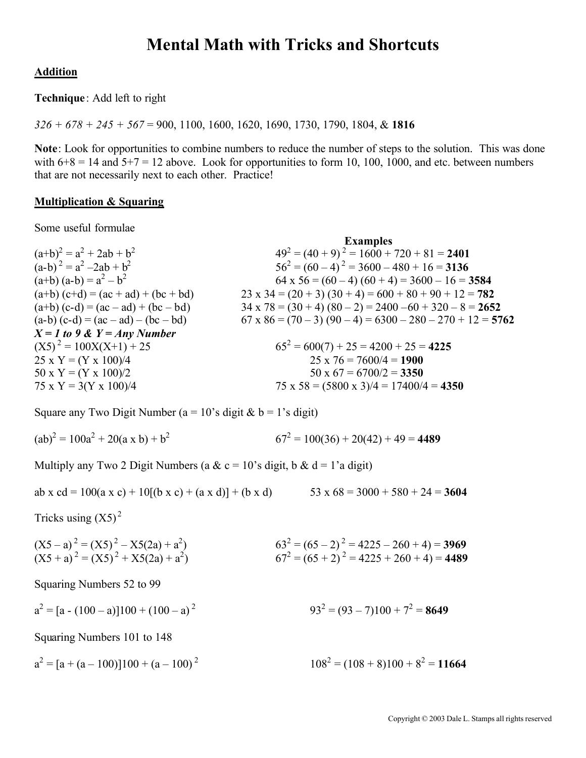# Mental Math with Tricks and Shortcuts

## Addition

**Technique**: Add left to right

*326 + 678 + 245 + 567* = 900, 1100, 1600, 1620, 1690, 1730, 1790, 1804, & **1816**

**Note**: Look for opportunities to combine numbers to reduce the number of steps to the solution. This was done with 6+8 = 14 and 5+7 = 12 above. Look for opportunities to form 10, 100, 1000, and etc. between numbers that are not necessarily next to each other. Practice!

## Multiplication & Squaring

Some useful formulae

| Formula | Examples |
|---|---|
| $(a+b)^2 = a^2 + 2ab + b^2$ | $49^2 = (40 + 9)^2 = 1600 + 720 + 81 =$ **2401** |
| $(a-b)^2 = a^2 - 2ab + b^2$ | $56^2 = (60 - 4)^2 = 3600 - 480 + 16 =$ **3136** |
| $(a+b)(a-b) = a^2 - b^2$ | $64 \times 56 = (60 - 4)(60 + 4) = 3600 - 16 =$ **3584** |
| $(a+b)(c+d) = (ac + ad) + (bc + bd)$ | $23 \times 34 = (20 + 3)(30 + 4) = 600 + 80 + 90 + 12 =$ **782** |
| $(a+b)(c-d) = (ac - ad) + (bc - bd)$ | $34 \times 78 = (30 + 4)(80 - 2) = 2400 - 60 + 320 - 8 =$ **2652** |
| $(a-b)(c-d) = (ac - ad) - (bc - bd)$ | $67 \times 86 = (70 - 3)(90 - 4) = 6300 - 280 - 270 + 12 =$ **5762** |

***X = 1 to 9 & Y = Any Number***

| Formula | Examples |
|---|---|
| $(X5)^2 = 100X(X+1) + 25$ | $65^2 = 600(7) + 25 = 4200 + 25 =$ **4225** |
| $25 \times Y = (Y \times 100)/4$ | $25 \times 76 = 7600/4 =$ **1900** |
| $50 \times Y = (Y \times 100)/2$ | $50 \times 67 = 6700/2 =$ **3350** |
| $75 \times Y = 3(Y \times 100)/4$ | $75 \times 58 = (5800 \times 3)/4 = 17400/4 =$ **4350** |

Square any Two Digit Number (a = 10's digit & b = 1's digit)

$(ab)^2 = 100a^2 + 20(a \times b) + b^2$ $\qquad 67^2 = 100(36) + 20(42) + 49 =$ **4489**

Multiply any Two 2 Digit Numbers (a & c = 10's digit, b & d = 1'a digit)

$ab \times cd = 100(a \times c) + 10[(b \times c) + (a \times d)] + (b \times d)$ $\qquad 53 \times 68 = 3000 + 580 + 24 =$ **3604**

Tricks using $(X5)^2$

$(X5 - a)^2 = (X5)^2 - X5(2a) + a^2)$ $\qquad 63^2 = (65 - 2)^2 = 4225 - 260 + 4) =$ **3969**

$(X5 + a)^2 = (X5)^2 + X5(2a) + a^2)$ $\qquad 67^2 = (65 + 2)^2 = 4225 + 260 + 4) =$ **4489**

Squaring Numbers 52 to 99

$a^2 = [a - (100 - a)]100 + (100 - a)^2$ $\qquad 93^2 = (93 - 7)100 + 7^2 =$ **8649**

Squaring Numbers 101 to 148

$a^2 = [a + (a - 100)]100 + (a - 100)^2$ $\qquad 108^2 = (108 + 8)100 + 8^2 =$ **11664**

Copyright © 2003 Dale L. Stamps all rights reserved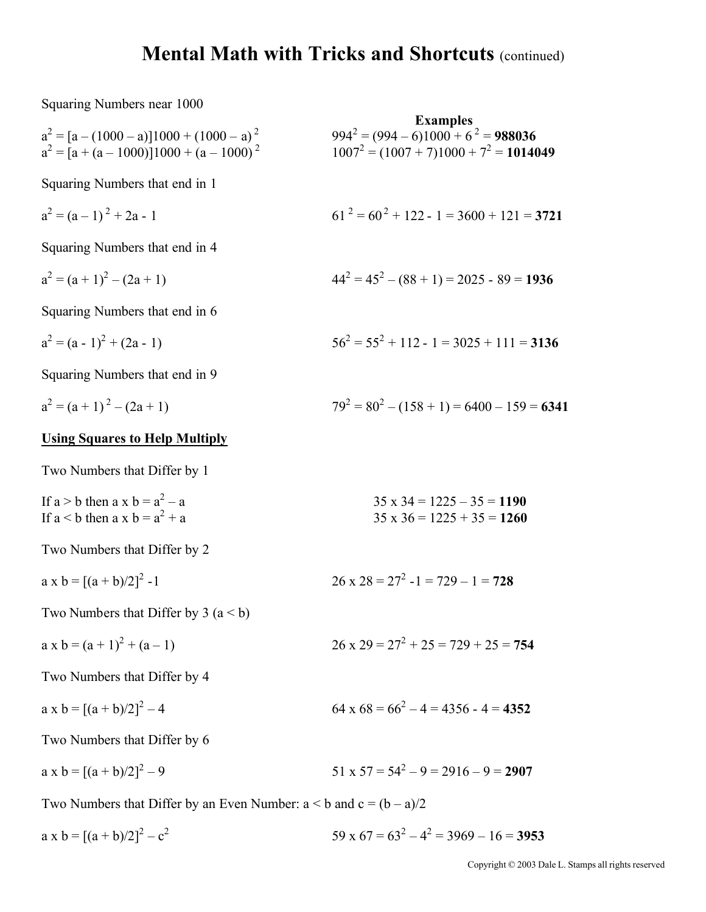# Mental Math with Tricks and Shortcuts (continued)

Squaring Numbers near 1000

**Examples**

$a^2 = [a - (1000 - a)]1000 + (1000 - a)^2$ $\quad$ $994^2 = (994 - 6)1000 + 6^2 = \mathbf{988036}$

$a^2 = [a + (a - 1000)]1000 + (a - 1000)^2$ $\quad$ $1007^2 = (1007 + 7)1000 + 7^2 = \mathbf{1014049}$

Squaring Numbers that end in 1

$a^2 = (a - 1)^2 + 2a - 1$ $\quad$ $61^2 = 60^2 + 122 - 1 = 3600 + 121 = \mathbf{3721}$

Squaring Numbers that end in 4

$a^2 = (a + 1)^2 - (2a + 1)$ $\quad$ $44^2 = 45^2 - (88 + 1) = 2025 - 89 = \mathbf{1936}$

Squaring Numbers that end in 6

$a^2 = (a - 1)^2 + (2a - 1)$ $\quad$ $56^2 = 55^2 + 112 - 1 = 3025 + 111 = \mathbf{3136}$

Squaring Numbers that end in 9

$a^2 = (a + 1)^2 - (2a + 1)$ $\quad$ $79^2 = 80^2 - (158 + 1) = 6400 - 159 = \mathbf{6341}$

**<u>Using Squares to Help Multiply</u>**

Two Numbers that Differ by 1

If $a > b$ then $a \times b = a^2 - a$ $\quad$ $35 \times 34 = 1225 - 35 = \mathbf{1190}$

If $a < b$ then $a \times b = a^2 + a$ $\quad$ $35 \times 36 = 1225 + 35 = \mathbf{1260}$

Two Numbers that Differ by 2

$a \times b = [(a + b)/2]^2 - 1$ $\quad$ $26 \times 28 = 27^2 - 1 = 729 - 1 = \mathbf{728}$

Two Numbers that Differ by 3 ($a < b$)

$a \times b = (a + 1)^2 + (a - 1)$ $\quad$ $26 \times 29 = 27^2 + 25 = 729 + 25 = \mathbf{754}$

Two Numbers that Differ by 4

$a \times b = [(a + b)/2]^2 - 4$ $\quad$ $64 \times 68 = 66^2 - 4 = 4356 - 4 = \mathbf{4352}$

Two Numbers that Differ by 6

$a \times b = [(a + b)/2]^2 - 9$ $\quad$ $51 \times 57 = 54^2 - 9 = 2916 - 9 = \mathbf{2907}$

Two Numbers that Differ by an Even Number: $a < b$ and $c = (b - a)/2$

$a \times b = [(a + b)/2]^2 - c^2$ $\quad$ $59 \times 67 = 63^2 - 4^2 = 3969 - 16 = \mathbf{3953}$

Copyright © 2003 Dale L. Stamps all rights reserved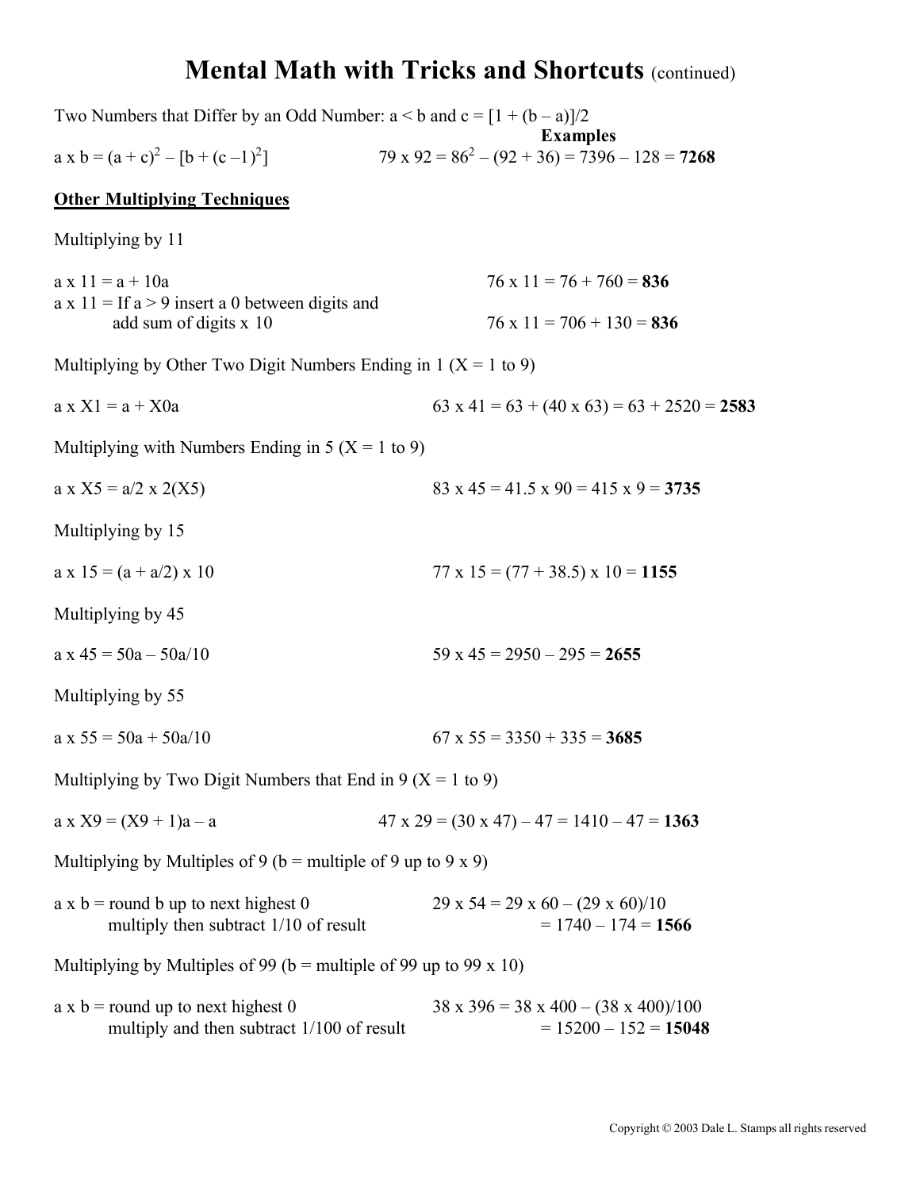# Mental Math with Tricks and Shortcuts (continued)

Two Numbers that Differ by an Odd Number: $a < b$ and $c = [1 + (b - a)]/2$

**Examples**

$a \times b = (a + c)^2 - [b + (c - 1)^2]$ $\quad$ $79 \times 92 = 86^2 - (92 + 36) = 7396 - 128 =$ **7268**

## Other Multiplying Techniques

Multiplying by 11

$a \times 11 = a + 10a$ $\quad$ $76 \times 11 = 76 + 760 =$ **836**

$a \times 11$ = If $a > 9$ insert a 0 between digits and add sum of digits x 10 $\quad$ $76 \times 11 = 706 + 130 =$ **836**

Multiplying by Other Two Digit Numbers Ending in 1 (X = 1 to 9)

$a \times X1 = a + X0a$ $\quad$ $63 \times 41 = 63 + (40 \times 63) = 63 + 2520 =$ **2583**

Multiplying with Numbers Ending in 5 (X = 1 to 9)

$a \times X5 = a/2 \times 2(X5)$ $\quad$ $83 \times 45 = 41.5 \times 90 = 415 \times 9 =$ **3735**

Multiplying by 15

$a \times 15 = (a + a/2) \times 10$ $\quad$ $77 \times 15 = (77 + 38.5) \times 10 =$ **1155**

Multiplying by 45

$a \times 45 = 50a - 50a/10$ $\quad$ $59 \times 45 = 2950 - 295 =$ **2655**

Multiplying by 55

$a \times 55 = 50a + 50a/10$ $\quad$ $67 \times 55 = 3350 + 335 =$ **3685**

Multiplying by Two Digit Numbers that End in 9 (X = 1 to 9)

$a \times X9 = (X9 + 1)a - a$ $\quad$ $47 \times 29 = (30 \times 47) - 47 = 1410 - 47 =$ **1363**

Multiplying by Multiples of 9 (b = multiple of 9 up to 9 x 9)

$a \times b$ = round b up to next highest 0 multiply then subtract 1/10 of result $\quad$ $29 \times 54 = 29 \times 60 - (29 \times 60)/10 = 1740 - 174 =$ **1566**

Multiplying by Multiples of 99 (b = multiple of 99 up to 99 x 10)

$a \times b$ = round up to next highest 0 multiply and then subtract 1/100 of result $\quad$ $38 \times 396 = 38 \times 400 - (38 \times 400)/100 = 15200 - 152 =$ **15048**

Copyright © 2003 Dale L. Stamps all rights reserved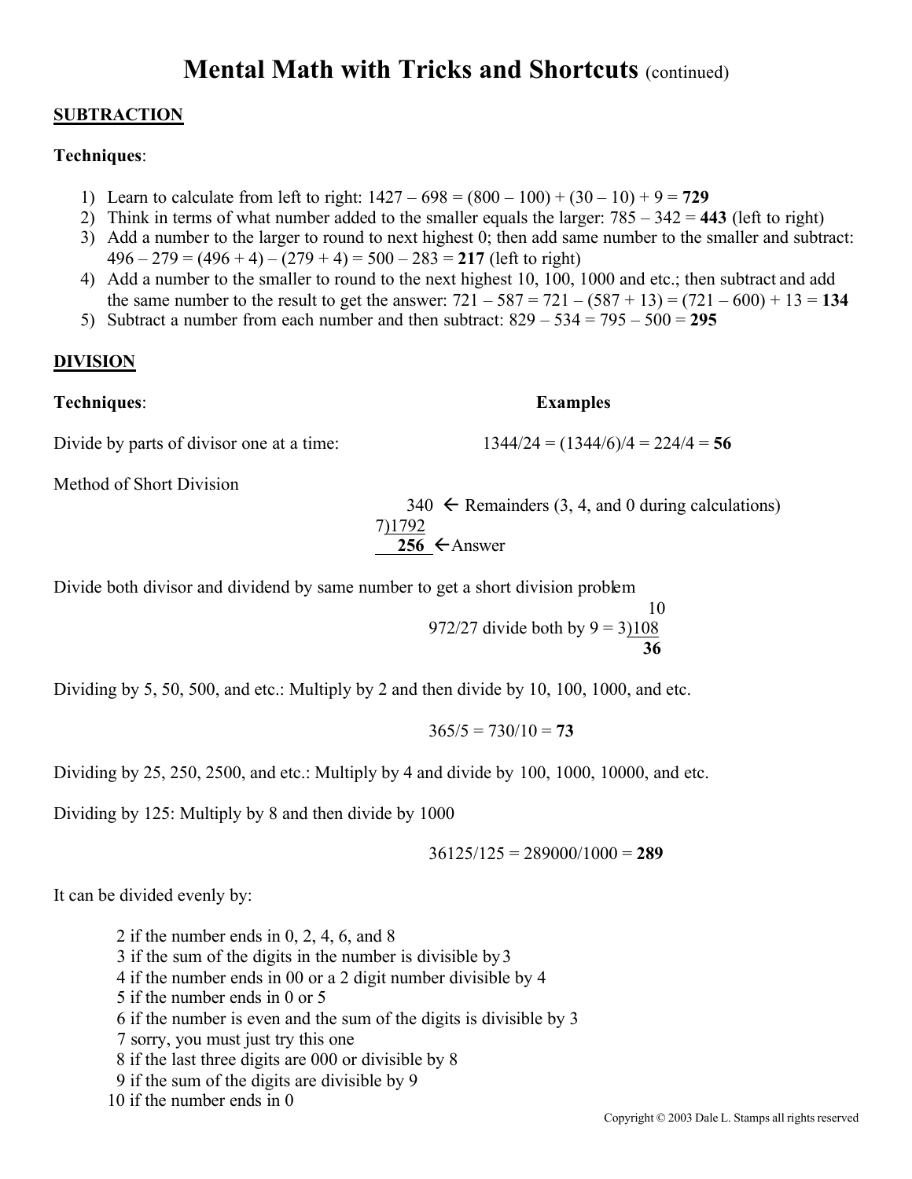# Mental Math with Tricks and Shortcuts (continued)

## SUBTRACTION

**Techniques**:

1) Learn to calculate from left to right: 1427 – 698 = (800 – 100) + (30 – 10) + 9 = **729**
2) Think in terms of what number added to the smaller equals the larger: 785 – 342 = **443** (left to right)
3) Add a number to the larger to round to next highest 0; then add same number to the smaller and subtract: 496 – 279 = (496 + 4) – (279 + 4) = 500 – 283 = **217** (left to right)
4) Add a number to the smaller to round to the next highest 10, 100, 1000 and etc.; then subtract and add the same number to the result to get the answer: 721 – 587 = 721 – (587 + 13) = (721 – 600) + 13 = **134**
5) Subtract a number from each number and then subtract: 829 – 534 = 795 – 500 = **295**

## DIVISION

**Techniques**: **Examples**

Divide by parts of divisor one at a time: 1344/24 = (1344/6)/4 = 224/4 = **56**

Method of Short Division

```
   340  ← Remainders (3, 4, and 0 during calculations)
7)1792
   256  ←Answer
```

Divide both divisor and dividend by same number to get a short division problem

```
                                10
972/27 divide both by 9 = 3)108
                                36
```

Dividing by 5, 50, 500, and etc.: Multiply by 2 and then divide by 10, 100, 1000, and etc.

365/5 = 730/10 = **73**

Dividing by 25, 250, 2500, and etc.: Multiply by 4 and divide by 100, 1000, 10000, and etc.

Dividing by 125: Multiply by 8 and then divide by 1000

36125/125 = 289000/1000 = **289**

It can be divided evenly by:

- 2 if the number ends in 0, 2, 4, 6, and 8
- 3 if the sum of the digits in the number is divisible by 3
- 4 if the number ends in 00 or a 2 digit number divisible by 4
- 5 if the number ends in 0 or 5
- 6 if the number is even and the sum of the digits is divisible by 3
- 7 sorry, you must just try this one
- 8 if the last three digits are 000 or divisible by 8
- 9 if the sum of the digits are divisible by 9
- 10 if the number ends in 0

Copyright © 2003 Dale L. Stamps all rights reserved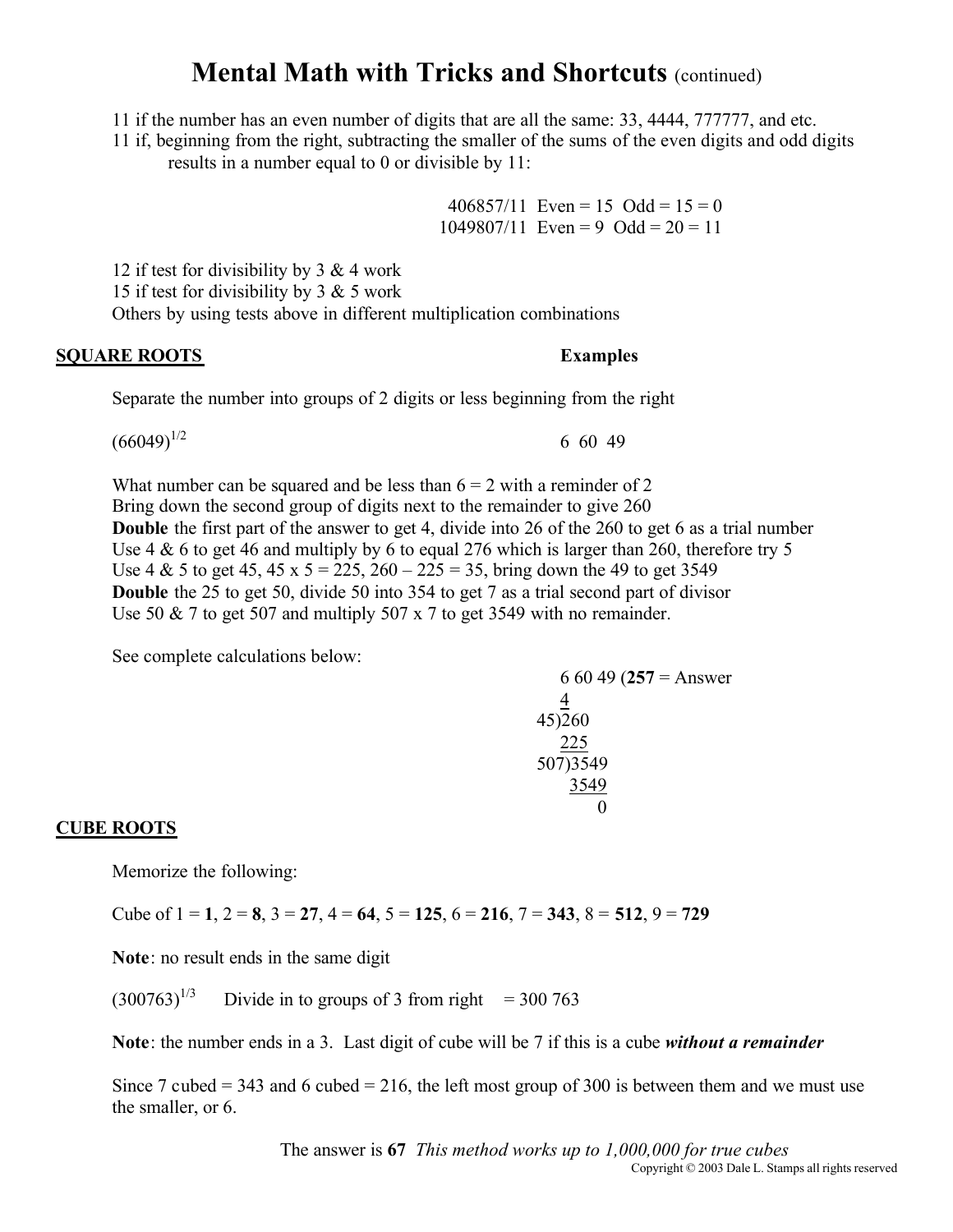# Mental Math with Tricks and Shortcuts (continued)

11 if the number has an even number of digits that are all the same: 33, 4444, 777777, and etc.
11 if, beginning from the right, subtracting the smaller of the sums of the even digits and odd digits results in a number equal to 0 or divisible by 11:

406857/11 Even = 15 Odd = 15 = 0
1049807/11 Even = 9 Odd = 20 = 11

12 if test for divisibility by 3 & 4 work
15 if test for divisibility by 3 & 5 work
Others by using tests above in different multiplication combinations

## SQUARE ROOTS

**Examples**

Separate the number into groups of 2 digits or less beginning from the right

$(66049)^{1/2}$ 6 60 49

What number can be squared and be less than 6 = 2 with a reminder of 2
Bring down the second group of digits next to the remainder to give 260
**Double** the first part of the answer to get 4, divide into 26 of the 260 to get 6 as a trial number
Use 4 & 6 to get 46 and multiply by 6 to equal 276 which is larger than 260, therefore try 5
Use 4 & 5 to get 45, 45 x 5 = 225, 260 – 225 = 35, bring down the 49 to get 3549
**Double** the 25 to get 50, divide 50 into 354 to get 7 as a trial second part of divisor
Use 50 & 7 to get 507 and multiply 507 x 7 to get 3549 with no remainder.

See complete calculations below:

```
     6 60 49 (257 = Answer
     4
  45)260
     225
 507)3549
     3549
        0
```

## CUBE ROOTS

Memorize the following:

Cube of 1 = **1**, 2 = **8**, 3 = **27**, 4 = **64**, 5 = **125**, 6 = **216**, 7 = **343**, 8 = **512**, 9 = **729**

**Note**: no result ends in the same digit

$(300763)^{1/3}$ Divide in to groups of 3 from right = 300 763

**Note**: the number ends in a 3. Last digit of cube will be 7 if this is a cube ***without a remainder***

Since 7 cubed = 343 and 6 cubed = 216, the left most group of 300 is between them and we must use the smaller, or 6.

The answer is **67** *This method works up to 1,000,000 for true cubes*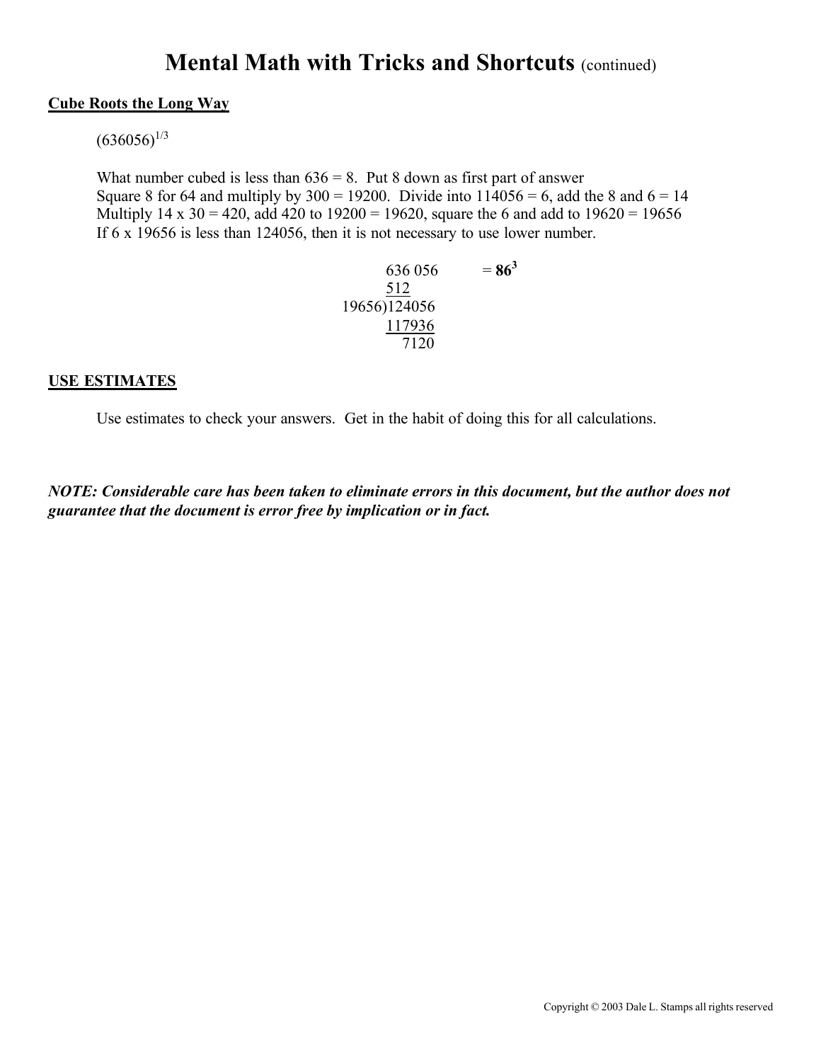# Mental Math with Tricks and Shortcuts (continued)

## Cube Roots the Long Way

$(636056)^{1/3}$

What number cubed is less than 636 = 8. Put 8 down as first part of answer
Square 8 for 64 and multiply by 300 = 19200. Divide into 114056 = 6, add the 8 and 6 = 14
Multiply 14 x 30 = 420, add 420 to 19200 = 19620, square the 6 and add to 19620 = 19656
If 6 x 19656 is less than 124056, then it is not necessary to use lower number.

```
           636 056       = 86^3
           512
    19656)124056
          117936
            7120
```

## USE ESTIMATES

Use estimates to check your answers. Get in the habit of doing this for all calculations.

***NOTE: Considerable care has been taken to eliminate errors in this document, but the author does not guarantee that the document is error free by implication or in fact.***

Copyright © 2003 Dale L. Stamps all rights reserved